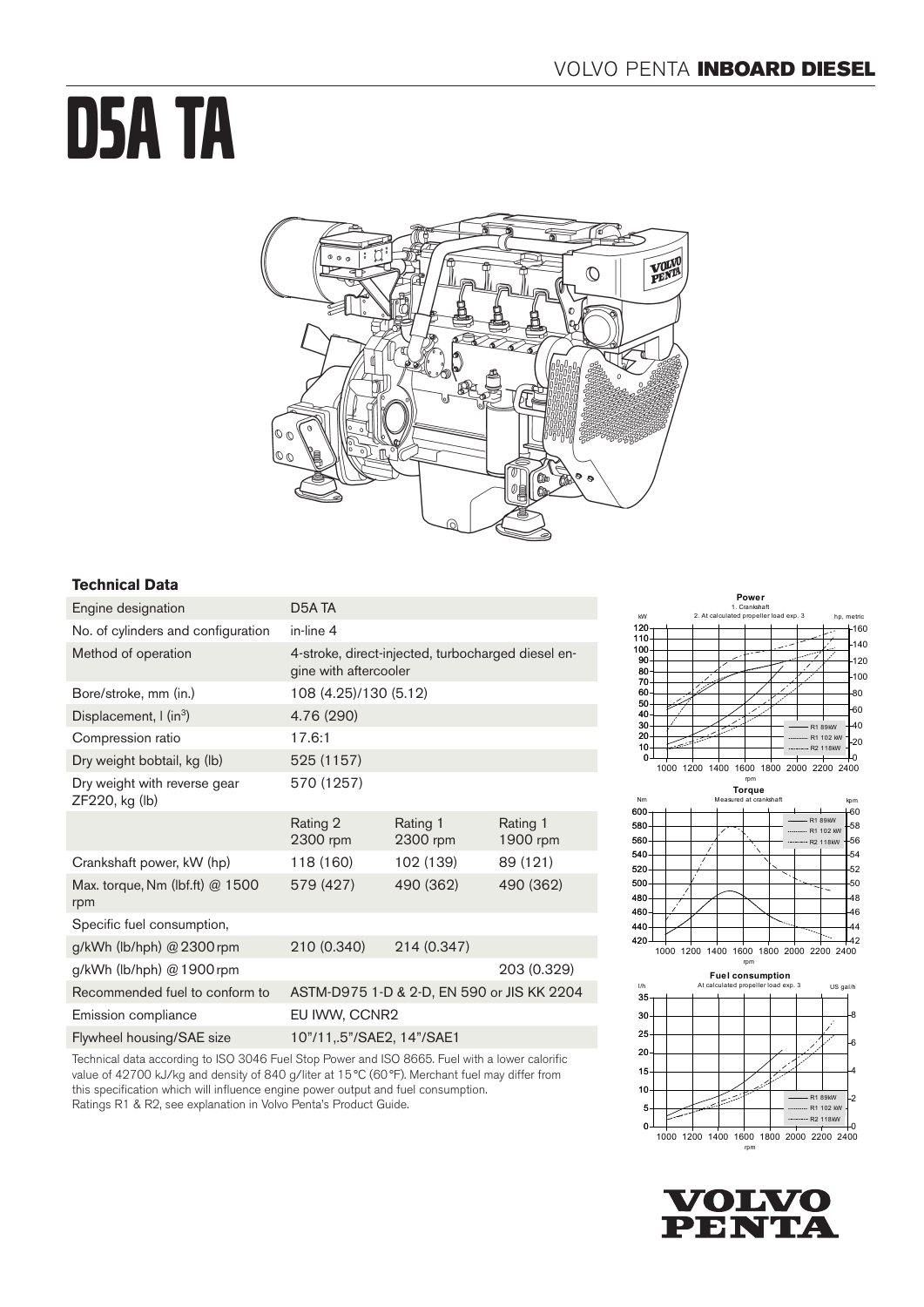# D5A TA

## Technical Data

| Engine designation | D5A TA | | |
|---|---|---|---|
| No. of cylinders and configuration | in-line 4 | | |
| Method of operation | 4-stroke, direct-injected, turbocharged diesel engine with aftercooler | | |
| Bore/stroke, mm (in.) | 108 (4.25)/130 (5.12) | | |
| Displacement, l (in³) | 4.76 (290) | | |
| Compression ratio | 17.6:1 | | |
| Dry weight bobtail, kg (lb) | 525 (1157) | | |
| Dry weight with reverse gear ZF220, kg (lb) | 570 (1257) | | |
| | Rating 2 2300 rpm | Rating 1 2300 rpm | Rating 1 1900 rpm |
| Crankshaft power, kW (hp) | 118 (160) | 102 (139) | 89 (121) |
| Max. torque, Nm (lbf.ft) @ 1500 rpm | 579 (427) | 490 (362) | 490 (362) |
| Specific fuel consumption, | | | |
| g/kWh (lb/hph) @ 2300 rpm | 210 (0.340) | 214 (0.347) | |
| g/kWh (lb/hph) @ 1900 rpm | | | 203 (0.329) |
| Recommended fuel to conform to | ASTM-D975 1-D & 2-D, EN 590 or JIS KK 2204 | | |
| Emission compliance | EU IWW, CCNR2 | | |
| Flywheel housing/SAE size | 10"/11,.5"/SAE2, 14"/SAE1 | | |

Technical data according to ISO 3046 Fuel Stop Power and ISO 8665. Fuel with a lower calorific value of 42700 kJ/kg and density of 840 g/liter at 15 °C (60 °F). Merchant fuel may differ from this specification which will influence engine power output and fuel consumption.
Ratings R1 & R2, see explanation in Volvo Penta's Product Guide.

**Power**
1. Crankshaft
2. At calculated propeller load exp. 3

**Torque**
Measured at crankshaft

**Fuel consumption**
At calculated propeller load exp. 3

R1 89kW — R1 102 kW — R2 118kW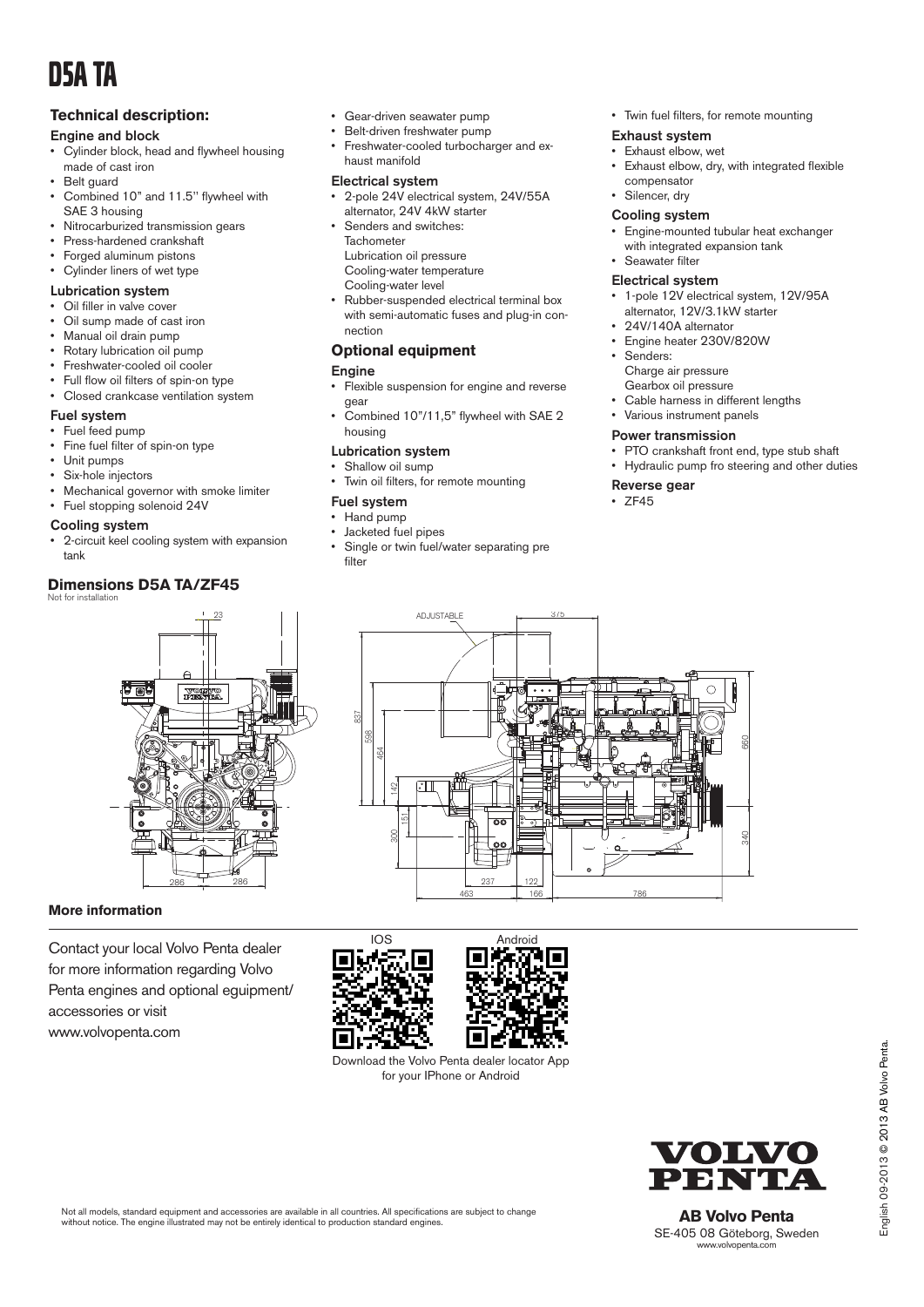# D5A TA

## Technical description:

### Engine and block
- Cylinder block, head and flywheel housing made of cast iron
- Belt guard
- Combined 10" and 11.5'' flywheel with SAE 3 housing
- Nitrocarburized transmission gears
- Press-hardened crankshaft
- Forged aluminum pistons
- Cylinder liners of wet type

### Lubrication system
- Oil filler in valve cover
- Oil sump made of cast iron
- Manual oil drain pump
- Rotary lubrication oil pump
- Freshwater-cooled oil cooler
- Full flow oil filters of spin-on type
- Closed crankcase ventilation system

### Fuel system
- Fuel feed pump
- Fine fuel filter of spin-on type
- Unit pumps
- Six-hole injectors
- Mechanical governor with smoke limiter
- Fuel stopping solenoid 24V

### Cooling system
- 2-circuit keel cooling system with expansion tank
- Gear-driven seawater pump
- Belt-driven freshwater pump
- Freshwater-cooled turbocharger and exhaust manifold

### Electrical system
- 2-pole 24V electrical system, 24V/55A alternator, 24V 4kW starter
- Senders and switches:
  Tachometer
  Lubrication oil pressure
  Cooling-water temperature
  Cooling-water level
- Rubber-suspended electrical terminal box with semi-automatic fuses and plug-in connection

## Optional equipment

### Engine
- Flexible suspension for engine and reverse gear
- Combined 10"/11,5" flywheel with SAE 2 housing

### Lubrication system
- Shallow oil sump
- Twin oil filters, for remote mounting

### Fuel system
- Hand pump
- Jacketed fuel pipes
- Single or twin fuel/water separating pre filter
- Twin fuel filters, for remote mounting

### Exhaust system
- Exhaust elbow, wet
- Exhaust elbow, dry, with integrated flexible compensator
- Silencer, dry

### Cooling system
- Engine-mounted tubular heat exchanger with integrated expansion tank
- Seawater filter

### Electrical system
- 1-pole 12V electrical system, 12V/95A alternator, 12V/3.1kW starter
- 24V/140A alternator
- Engine heater 230V/820W
- Senders:
  Charge air pressure
  Gearbox oil pressure
- Cable harness in different lengths
- Various instrument panels

### Power transmission
- PTO crankshaft front end, type stub shaft
- Hydraulic pump fro steering and other duties

### Reverse gear
- ZF45

## Dimensions D5A TA/ZF45

Not for installation

23
286
286
ADJUSTABLE
375
837
598
464
142
151
300
660
340
237
122
463
166
786

### More information

Contact your local Volvo Penta dealer for more information regarding Volvo Penta engines and optional eguipment/ accessories or visit www.volvopenta.com

IOS
Android

Download the Volvo Penta dealer locator App for your IPhone or Android

Not all models, standard equipment and accessories are available in all countries. All specifications are subject to change without notice. The engine illustrated may not be entirely identical to production standard engines.

**AB Volvo Penta**
SE-405 08 Göteborg, Sweden
www.volvopenta.com

English 09-2013 © 2013 AB Volvo Penta.